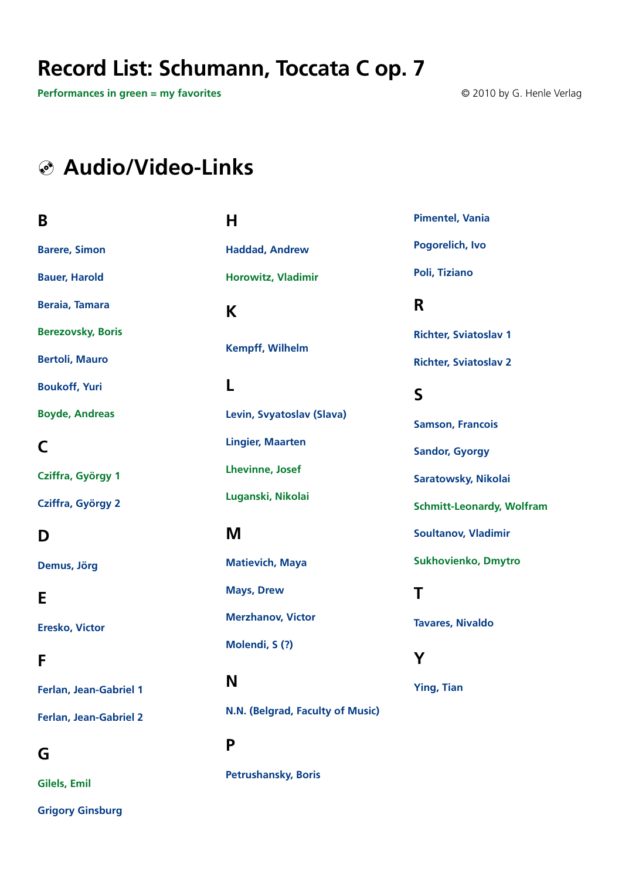# Record List: Schumann, Toccata C op. 7

Performances in green = my favorites

© 2010 by G. Henle Verlag

## Audio/Video-Links

### B

Barere, Simon

Bauer, Harold

Beraia, Tamara

Berezovsky, Boris

Bertoli, Mauro

Boukoff, Yuri

Boyde, Andreas

### C

Cziffra, György 1

Cziffra, György 2

### D

Demus, Jörg

### E

Eresko, Victor

### F

Ferlan, Jean-Gabriel 1

Ferlan, Jean-Gabriel 2

### G

Gilels, Emil

Grigory Ginsburg

### H

Haddad, Andrew

Horowitz, Vladimir

### K

Kempff, Wilhelm

### L

Levin, Svyatoslav (Slava)

Lingier, Maarten

Lhevinne, Josef

Luganski, Nikolai

### M

Matievich, Maya

Mays, Drew

Merzhanov, Victor

Molendi, S (?)

### N

N.N. (Belgrad, Faculty of Music)

### P

Petrushansky, Boris

Pimentel, Vania

Pogorelich, Ivo

Poli, Tiziano

### R

Richter, Sviatoslav 1

Richter, Sviatoslav 2

### S

Samson, Francois

Sandor, Gyorgy

Saratowsky, Nikolai

Schmitt-Leonardy, Wolfram

Soultanov, Vladimir

Sukhovienko, Dmytro

### T

Tavares, Nivaldo

### Y

Ying, Tian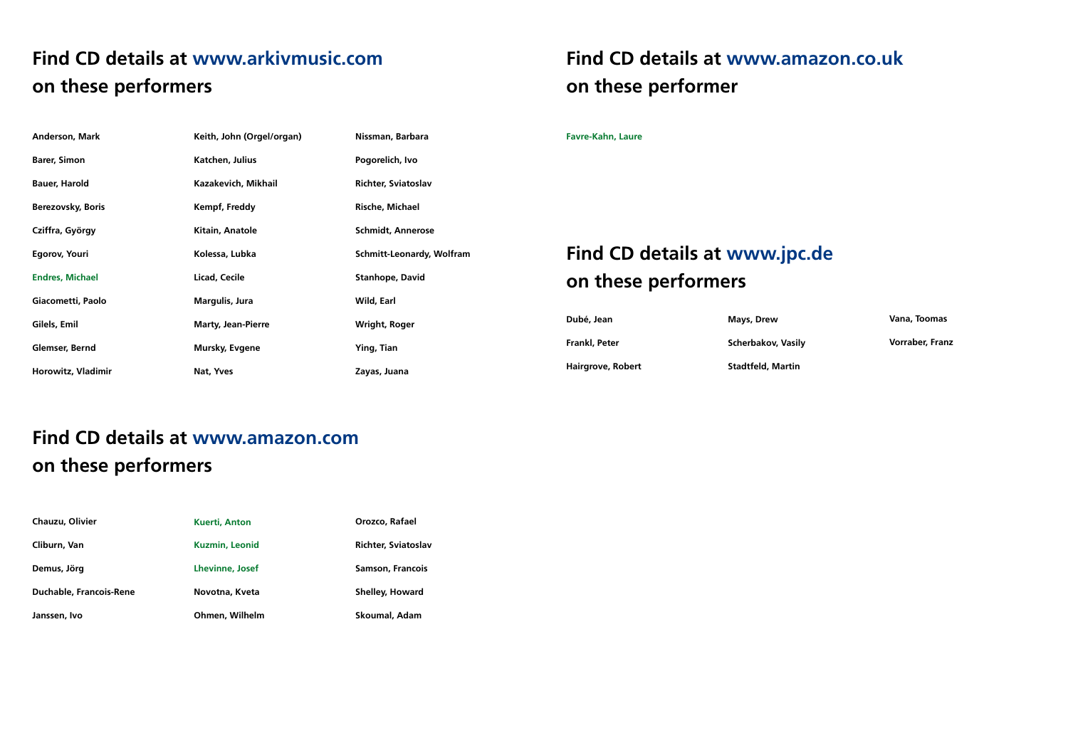## Find CD details at www.arkivmusic.com on these performers

- Anderson, Mark
- Barer, Simon
- Bauer, Harold
- Berezovsky, Boris
- Cziffra, György
- Egorov, Youri
- Endres, Michael
- Giacometti, Paolo
- Gilels, Emil
- Glemser, Bernd
- Horowitz, Vladimir
- Keith, John (Orgel/organ)
- Katchen, Julius
- Kazakevich, Mikhail
- Kempf, Freddy
- Kitain, Anatole
- Kolessa, Lubka
- Licad, Cecile
- Margulis, Jura
- Marty, Jean-Pierre
- Mursky, Evgene
- Nat, Yves
- Nissman, Barbara
- Pogorelich, Ivo
- Richter, Sviatoslav
- Rische, Michael
- Schmidt, Annerose
- Schmitt-Leonardy, Wolfram
- Stanhope, David
- Wild, Earl
- Wright, Roger
- Ying, Tian
- Zayas, Juana

## Find CD details at www.amazon.com on these performers

- Chauzu, Olivier
- Cliburn, Van
- Demus, Jörg
- Duchable, Francois-Rene
- Janssen, Ivo
- Kuerti, Anton
- Kuzmin, Leonid
- Lhevinne, Josef
- Novotna, Kveta
- Ohmen, Wilhelm
- Orozco, Rafael
- Richter, Sviatoslav
- Samson, Francois
- Shelley, Howard
- Skoumal, Adam

## Find CD details at www.amazon.co.uk on these performer

- Favre-Kahn, Laure

## Find CD details at www.jpc.de on these performers

- Dubé, Jean
- Frankl, Peter
- Hairgrove, Robert
- Mays, Drew
- Scherbakov, Vasily
- Stadtfeld, Martin
- Vana, Toomas
- Vorraber, Franz